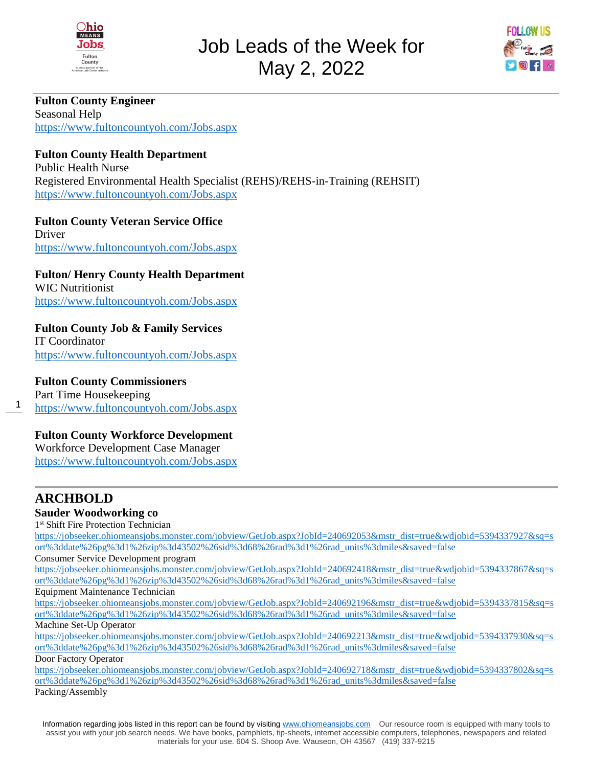# Job Leads of the Week for May 2, 2022

**Fulton County Engineer**
Seasonal Help
https://www.fultoncountyoh.com/Jobs.aspx

**Fulton County Health Department**
Public Health Nurse
Registered Environmental Health Specialist (REHS)/REHS-in-Training (REHSIT)
https://www.fultoncountyoh.com/Jobs.aspx

**Fulton County Veteran Service Office**
Driver
https://www.fultoncountyoh.com/Jobs.aspx

**Fulton/ Henry County Health Department**
WIC Nutritionist
https://www.fultoncountyoh.com/Jobs.aspx

**Fulton County Job & Family Services**
IT Coordinator
https://www.fultoncountyoh.com/Jobs.aspx

**Fulton County Commissioners**
Part Time Housekeeping
https://www.fultoncountyoh.com/Jobs.aspx

**Fulton County Workforce Development**
Workforce Development Case Manager
https://www.fultoncountyoh.com/Jobs.aspx

---

## ARCHBOLD

### Sauder Woodworking co

1st Shift Fire Protection Technician
https://jobseeker.ohiomeansjobs.monster.com/jobview/GetJob.aspx?JobId=240692053&mstr_dist=true&wdjobid=5394337927&sq=sort%3ddate%26pg%3d1%26zip%3d43502%26sid%3d68%26rad%3d1%26rad_units%3dmiles&saved=false

Consumer Service Development program
https://jobseeker.ohiomeansjobs.monster.com/jobview/GetJob.aspx?JobId=240692418&mstr_dist=true&wdjobid=5394337867&sq=sort%3ddate%26pg%3d1%26zip%3d43502%26sid%3d68%26rad%3d1%26rad_units%3dmiles&saved=false

Equipment Maintenance Technician
https://jobseeker.ohiomeansjobs.monster.com/jobview/GetJob.aspx?JobId=240692196&mstr_dist=true&wdjobid=5394337815&sq=sort%3ddate%26pg%3d1%26zip%3d43502%26sid%3d68%26rad%3d1%26rad_units%3dmiles&saved=false

Machine Set-Up Operator
https://jobseeker.ohiomeansjobs.monster.com/jobview/GetJob.aspx?JobId=240692213&mstr_dist=true&wdjobid=5394337930&sq=sort%3ddate%26pg%3d1%26zip%3d43502%26sid%3d68%26rad%3d1%26rad_units%3dmiles&saved=false

Door Factory Operator
https://jobseeker.ohiomeansjobs.monster.com/jobview/GetJob.aspx?JobId=240692718&mstr_dist=true&wdjobid=5394337802&sq=sort%3ddate%26pg%3d1%26zip%3d43502%26sid%3d68%26rad%3d1%26rad_units%3dmiles&saved=false

Packing/Assembly

Information regarding jobs listed in this report can be found by visiting www.ohiomeansjobs.com Our resource room is equipped with many tools to assist you with your job search needs. We have books, pamphlets, tip-sheets, internet accessible computers, telephones, newspapers and related materials for your use. 604 S. Shoop Ave. Wauseon, OH 43567 (419) 337-9215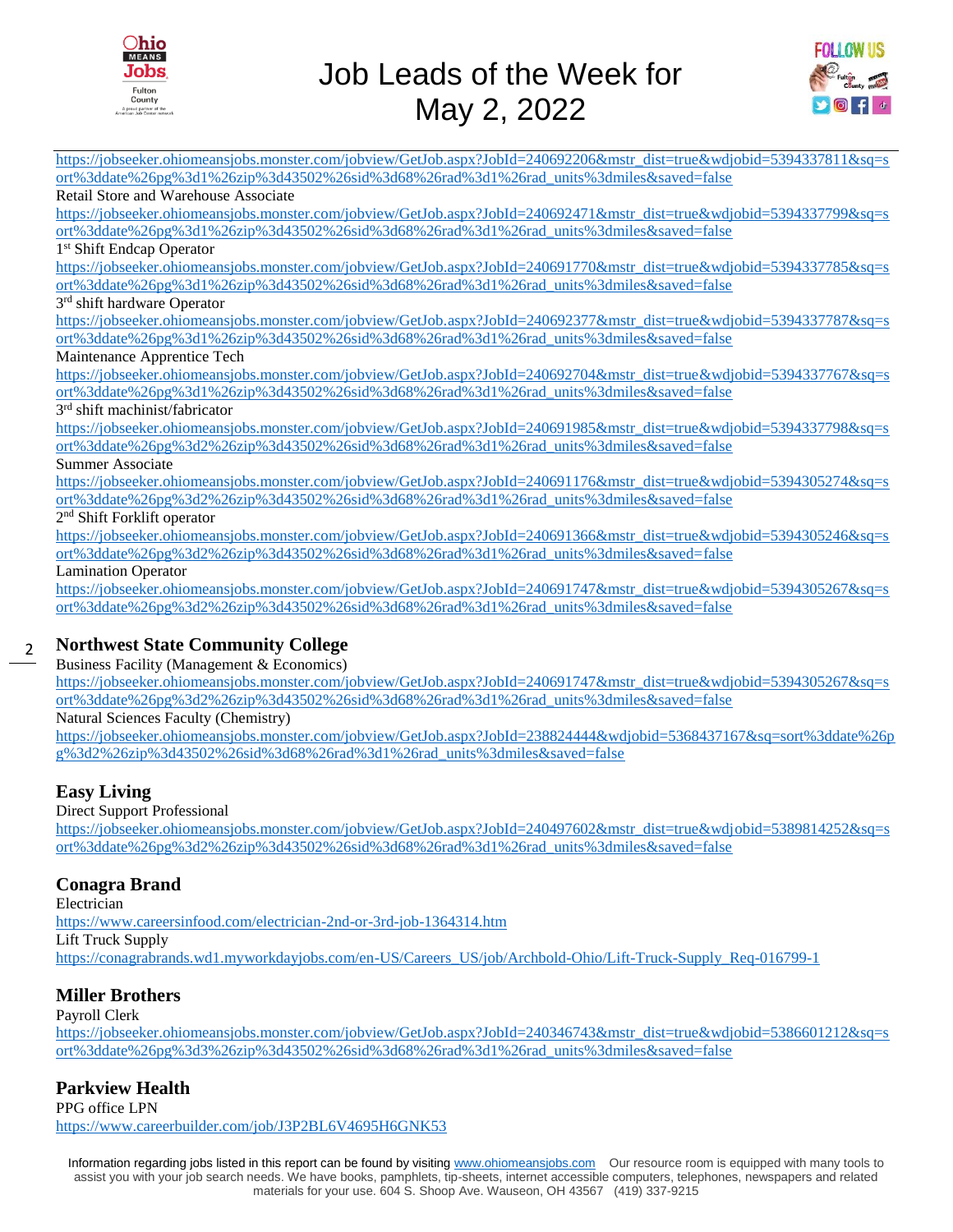https://jobseeker.ohiomeansjobs.monster.com/jobview/GetJob.aspx?JobId=240692206&mstr_dist=true&wdjobid=5394337811&sq=sort%3ddate%26pg%3d1%26zip%3d43502%26sid%3d68%26rad%3d1%26rad_units%3dmiles&saved=false

Retail Store and Warehouse Associate
https://jobseeker.ohiomeansjobs.monster.com/jobview/GetJob.aspx?JobId=240692471&mstr_dist=true&wdjobid=5394337799&sq=sort%3ddate%26pg%3d1%26zip%3d43502%26sid%3d68%26rad%3d1%26rad_units%3dmiles&saved=false

1st Shift Endcap Operator
https://jobseeker.ohiomeansjobs.monster.com/jobview/GetJob.aspx?JobId=240691770&mstr_dist=true&wdjobid=5394337785&sq=sort%3ddate%26pg%3d1%26zip%3d43502%26sid%3d68%26rad%3d1%26rad_units%3dmiles&saved=false

3rd shift hardware Operator
https://jobseeker.ohiomeansjobs.monster.com/jobview/GetJob.aspx?JobId=240692377&mstr_dist=true&wdjobid=5394337787&sq=sort%3ddate%26pg%3d1%26zip%3d43502%26sid%3d68%26rad%3d1%26rad_units%3dmiles&saved=false

Maintenance Apprentice Tech
https://jobseeker.ohiomeansjobs.monster.com/jobview/GetJob.aspx?JobId=240692704&mstr_dist=true&wdjobid=5394337767&sq=sort%3ddate%26pg%3d1%26zip%3d43502%26sid%3d68%26rad%3d1%26rad_units%3dmiles&saved=false

3rd shift machinist/fabricator
https://jobseeker.ohiomeansjobs.monster.com/jobview/GetJob.aspx?JobId=240691985&mstr_dist=true&wdjobid=5394337798&sq=sort%3ddate%26pg%3d2%26zip%3d43502%26sid%3d68%26rad%3d1%26rad_units%3dmiles&saved=false

Summer Associate
https://jobseeker.ohiomeansjobs.monster.com/jobview/GetJob.aspx?JobId=240691176&mstr_dist=true&wdjobid=5394305274&sq=sort%3ddate%26pg%3d2%26zip%3d43502%26sid%3d68%26rad%3d1%26rad_units%3dmiles&saved=false

2nd Shift Forklift operator
https://jobseeker.ohiomeansjobs.monster.com/jobview/GetJob.aspx?JobId=240691366&mstr_dist=true&wdjobid=5394305246&sq=sort%3ddate%26pg%3d2%26zip%3d43502%26sid%3d68%26rad%3d1%26rad_units%3dmiles&saved=false

Lamination Operator
https://jobseeker.ohiomeansjobs.monster.com/jobview/GetJob.aspx?JobId=240691747&mstr_dist=true&wdjobid=5394305267&sq=sort%3ddate%26pg%3d2%26zip%3d43502%26sid%3d68%26rad%3d1%26rad_units%3dmiles&saved=false

## Northwest State Community College

Business Facility (Management & Economics)
https://jobseeker.ohiomeansjobs.monster.com/jobview/GetJob.aspx?JobId=240691747&mstr_dist=true&wdjobid=5394305267&sq=sort%3ddate%26pg%3d2%26zip%3d43502%26sid%3d68%26rad%3d1%26rad_units%3dmiles&saved=false

Natural Sciences Faculty (Chemistry)
https://jobseeker.ohiomeansjobs.monster.com/jobview/GetJob.aspx?JobId=238824444&wdjobid=5368437167&sq=sort%3ddate%26pg%3d2%26zip%3d43502%26sid%3d68%26rad%3d1%26rad_units%3dmiles&saved=false

## Easy Living

Direct Support Professional
https://jobseeker.ohiomeansjobs.monster.com/jobview/GetJob.aspx?JobId=240497602&mstr_dist=true&wdjobid=5389814252&sq=sort%3ddate%26pg%3d2%26zip%3d43502%26sid%3d68%26rad%3d1%26rad_units%3dmiles&saved=false

## Conagra Brand

Electrician
https://www.careersinfood.com/electrician-2nd-or-3rd-job-1364314.htm

Lift Truck Supply
https://conagrabrands.wd1.myworkdayjobs.com/en-US/Careers_US/job/Archbold-Ohio/Lift-Truck-Supply_Req-016799-1

## Miller Brothers

Payroll Clerk
https://jobseeker.ohiomeansjobs.monster.com/jobview/GetJob.aspx?JobId=240346743&mstr_dist=true&wdjobid=5386601212&sq=sort%3ddate%26pg%3d3%26zip%3d43502%26sid%3d68%26rad%3d1%26rad_units%3dmiles&saved=false

## Parkview Health

PPG office LPN
https://www.careerbuilder.com/job/J3P2BL6V4695H6GNK53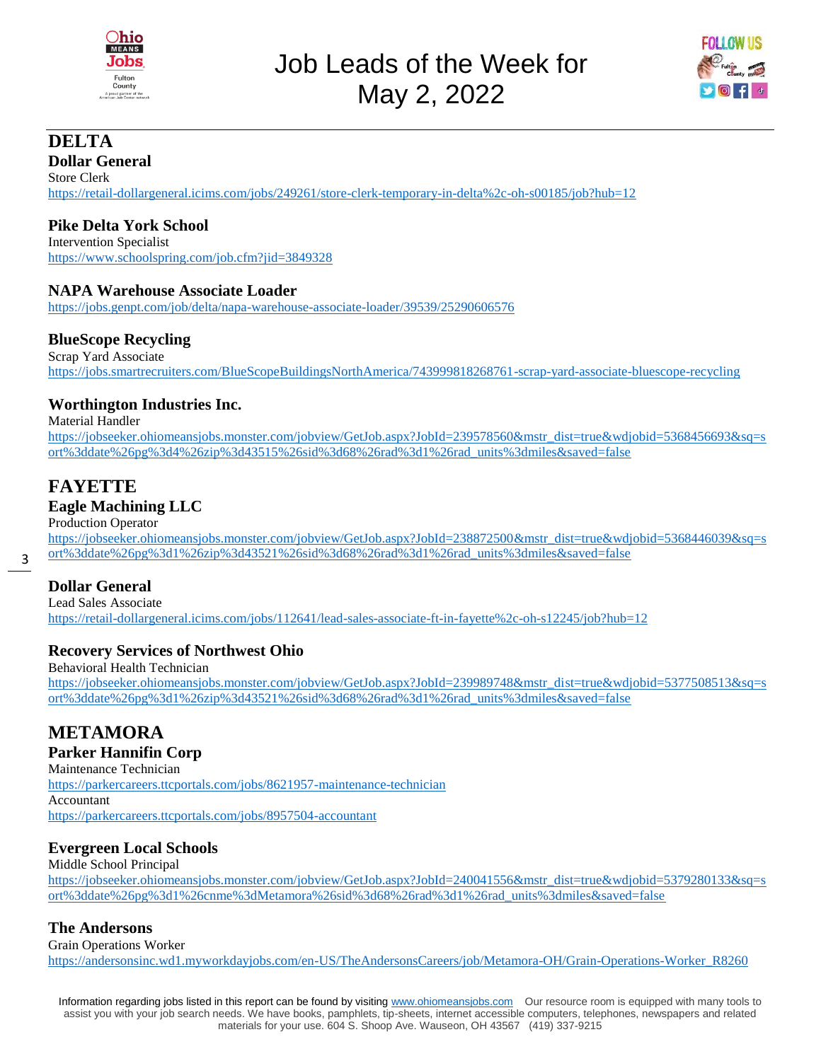# Job Leads of the Week for May 2, 2022

## DELTA

### Dollar General
Store Clerk
https://retail-dollargeneral.icims.com/jobs/249261/store-clerk-temporary-in-delta%2c-oh-s00185/job?hub=12

### Pike Delta York School
Intervention Specialist
https://www.schoolspring.com/job.cfm?jid=3849328

### NAPA Warehouse Associate Loader
https://jobs.genpt.com/job/delta/napa-warehouse-associate-loader/39539/25290606576

### BlueScope Recycling
Scrap Yard Associate
https://jobs.smartrecruiters.com/BlueScopeBuildingsNorthAmerica/743999818268761-scrap-yard-associate-bluescope-recycling

### Worthington Industries Inc.
Material Handler
https://jobseeker.ohiomeansjobs.monster.com/jobview/GetJob.aspx?JobId=239578560&mstr_dist=true&wdjobid=5368456693&sq=sort%3ddate%26pg%3d4%26zip%3d43515%26sid%3d68%26rad%3d1%26rad_units%3dmiles&saved=false

## FAYETTE

### Eagle Machining LLC
Production Operator
https://jobseeker.ohiomeansjobs.monster.com/jobview/GetJob.aspx?JobId=238872500&mstr_dist=true&wdjobid=5368446039&sq=sort%3ddate%26pg%3d1%26zip%3d43521%26sid%3d68%26rad%3d1%26rad_units%3dmiles&saved=false

### Dollar General
Lead Sales Associate
https://retail-dollargeneral.icims.com/jobs/112641/lead-sales-associate-ft-in-fayette%2c-oh-s12245/job?hub=12

### Recovery Services of Northwest Ohio
Behavioral Health Technician
https://jobseeker.ohiomeansjobs.monster.com/jobview/GetJob.aspx?JobId=239989748&mstr_dist=true&wdjobid=5377508513&sq=sort%3ddate%26pg%3d1%26zip%3d43521%26sid%3d68%26rad%3d1%26rad_units%3dmiles&saved=false

## METAMORA

### Parker Hannifin Corp
Maintenance Technician
https://parkercareers.ttcportals.com/jobs/8621957-maintenance-technician
Accountant
https://parkercareers.ttcportals.com/jobs/8957504-accountant

### Evergreen Local Schools
Middle School Principal
https://jobseeker.ohiomeansjobs.monster.com/jobview/GetJob.aspx?JobId=240041556&mstr_dist=true&wdjobid=5379280133&sq=sort%3ddate%26pg%3d1%26cnme%3dMetamora%26sid%3d68%26rad%3d1%26rad_units%3dmiles&saved=false

### The Andersons
Grain Operations Worker
https://andersonsinc.wd1.myworkdayjobs.com/en-US/TheAndersonsCareers/job/Metamora-OH/Grain-Operations-Worker_R8260

Information regarding jobs listed in this report can be found by visiting www.ohiomeansjobs.com Our resource room is equipped with many tools to assist you with your job search needs. We have books, pamphlets, tip-sheets, internet accessible computers, telephones, newspapers and related materials for your use. 604 S. Shoop Ave. Wauseon, OH 43567 (419) 337-9215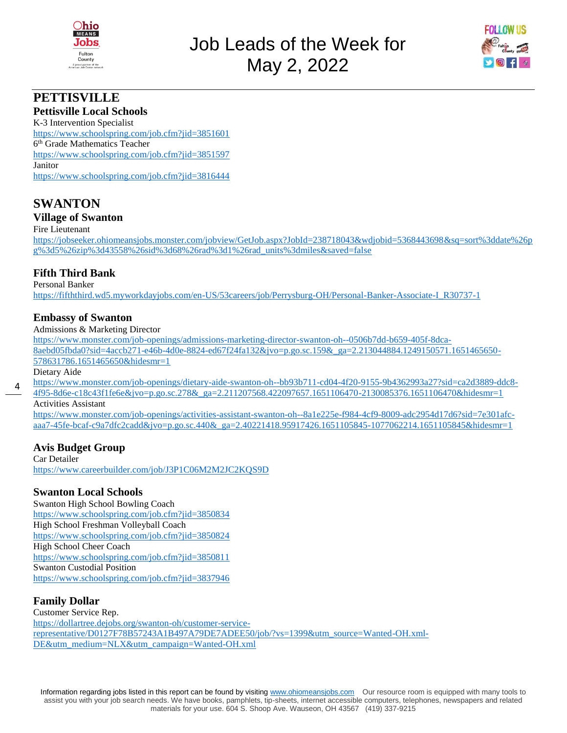# Job Leads of the Week for May 2, 2022

## PETTISVILLE

### Pettisville Local Schools

K-3 Intervention Specialist
https://www.schoolspring.com/job.cfm?jid=3851601
6th Grade Mathematics Teacher
https://www.schoolspring.com/job.cfm?jid=3851597
Janitor
https://www.schoolspring.com/job.cfm?jid=3816444

## SWANTON

### Village of Swanton

Fire Lieutenant
https://jobseeker.ohiomeansjobs.monster.com/jobview/GetJob.aspx?JobId=238718043&wdjobid=5368443698&sq=sort%3ddate%26pg%3d5%26zip%3d43558%26sid%3d68%26rad%3d1%26rad_units%3dmiles&saved=false

### Fifth Third Bank

Personal Banker
https://fifththird.wd5.myworkdayjobs.com/en-US/53careers/job/Perrysburg-OH/Personal-Banker-Associate-I_R30737-1

### Embassy of Swanton

Admissions & Marketing Director
https://www.monster.com/job-openings/admissions-marketing-director-swanton-oh--0506b7dd-b659-405f-8dca-8aebd05fbda0?sid=4accb271-e46b-4d0e-8824-ed67f24fa132&jvo=p.go.sc.159&_ga=2.213044884.1249150571.1651465650-578631786.1651465650&hidesmr=1
Dietary Aide
https://www.monster.com/job-openings/dietary-aide-swanton-oh--bb93b711-cd04-4f20-9155-9b4362993a27?sid=ca2d3889-ddc8-4f95-8d6e-c18c43f1fe6e&jvo=p.go.sc.278&_ga=2.211207568.422097657.1651106470-2130085376.1651106470&hidesmr=1
Activities Assistant
https://www.monster.com/job-openings/activities-assistant-swanton-oh--8a1e225e-f984-4cf9-8009-adc2954d17d6?sid=7e301afc-aaa7-45fe-bcaf-c9a7dfc2cadd&jvo=p.go.sc.440&_ga=2.40221418.95917426.1651105845-1077062214.1651105845&hidesmr=1

### Avis Budget Group

Car Detailer
https://www.careerbuilder.com/job/J3P1C06M2M2JC2KQS9D

### Swanton Local Schools

Swanton High School Bowling Coach
https://www.schoolspring.com/job.cfm?jid=3850834
High School Freshman Volleyball Coach
https://www.schoolspring.com/job.cfm?jid=3850824
High School Cheer Coach
https://www.schoolspring.com/job.cfm?jid=3850811
Swanton Custodial Position
https://www.schoolspring.com/job.cfm?jid=3837946

### Family Dollar

Customer Service Rep.
https://dollartree.dejobs.org/swanton-oh/customer-service-representative/D0127F78B57243A1B497A79DE7ADEE50/job/?vs=1399&utm_source=Wanted-OH.xml-DE&utm_medium=NLX&utm_campaign=Wanted-OH.xml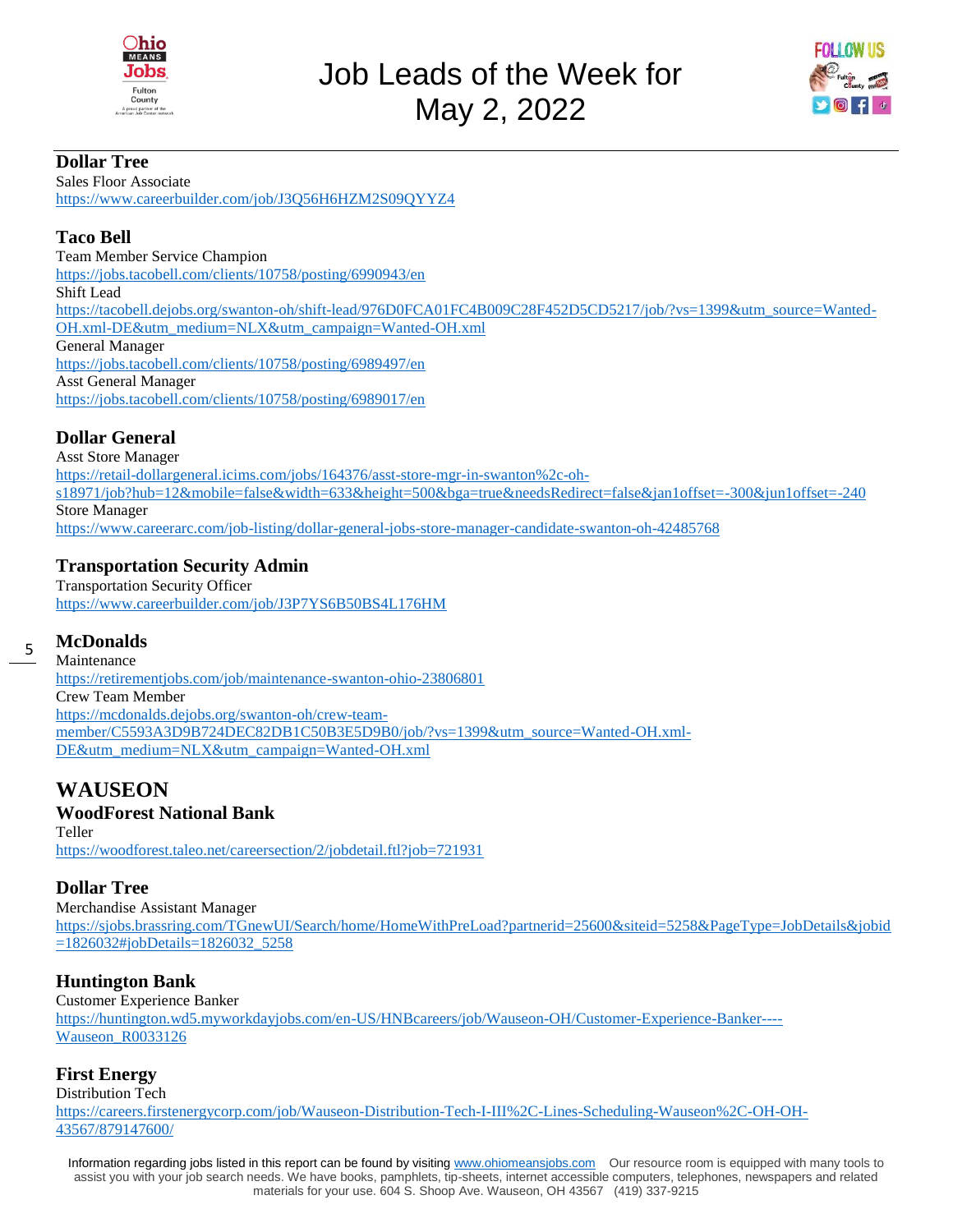# Job Leads of the Week for May 2, 2022

### Dollar Tree
Sales Floor Associate
https://www.careerbuilder.com/job/J3Q56H6HZM2S09QYYZ4

### Taco Bell
Team Member Service Champion
https://jobs.tacobell.com/clients/10758/posting/6990943/en
Shift Lead
https://tacobell.dejobs.org/swanton-oh/shift-lead/976D0FCA01FC4B009C28F452D5CD5217/job/?vs=1399&utm_source=Wanted-OH.xml-DE&utm_medium=NLX&utm_campaign=Wanted-OH.xml
General Manager
https://jobs.tacobell.com/clients/10758/posting/6989497/en
Asst General Manager
https://jobs.tacobell.com/clients/10758/posting/6989017/en

### Dollar General
Asst Store Manager
https://retail-dollargeneral.icims.com/jobs/164376/asst-store-mgr-in-swanton%2c-oh-s18971/job?hub=12&mobile=false&width=633&height=500&bga=true&needsRedirect=false&jan1offset=-300&jun1offset=-240
Store Manager
https://www.careerarc.com/job-listing/dollar-general-jobs-store-manager-candidate-swanton-oh-42485768

### Transportation Security Admin
Transportation Security Officer
https://www.careerbuilder.com/job/J3P7YS6B50BS4L176HM

### McDonalds
Maintenance
https://retirementjobs.com/job/maintenance-swanton-ohio-23806801
Crew Team Member
https://mcdonalds.dejobs.org/swanton-oh/crew-team-member/C5593A3D9B724DEC82DB1C50B3E5D9B0/job/?vs=1399&utm_source=Wanted-OH.xml-DE&utm_medium=NLX&utm_campaign=Wanted-OH.xml

## WAUSEON

### WoodForest National Bank
Teller
https://woodforest.taleo.net/careersection/2/jobdetail.ftl?job=721931

### Dollar Tree
Merchandise Assistant Manager
https://sjobs.brassring.com/TGnewUI/Search/home/HomeWithPreLoad?partnerid=25600&siteid=5258&PageType=JobDetails&jobid=1826032#jobDetails=1826032_5258

### Huntington Bank
Customer Experience Banker
https://huntington.wd5.myworkdayjobs.com/en-US/HNBcareers/job/Wauseon-OH/Customer-Experience-Banker----Wauseon_R0033126

### First Energy
Distribution Tech
https://careers.firstenergycorp.com/job/Wauseon-Distribution-Tech-I-III%2C-Lines-Scheduling-Wauseon%2C-OH-OH-43567/879147600/

Information regarding jobs listed in this report can be found by visiting www.ohiomeansjobs.com Our resource room is equipped with many tools to assist you with your job search needs. We have books, pamphlets, tip-sheets, internet accessible computers, telephones, newspapers and related materials for your use. 604 S. Shoop Ave. Wauseon, OH 43567 (419) 337-9215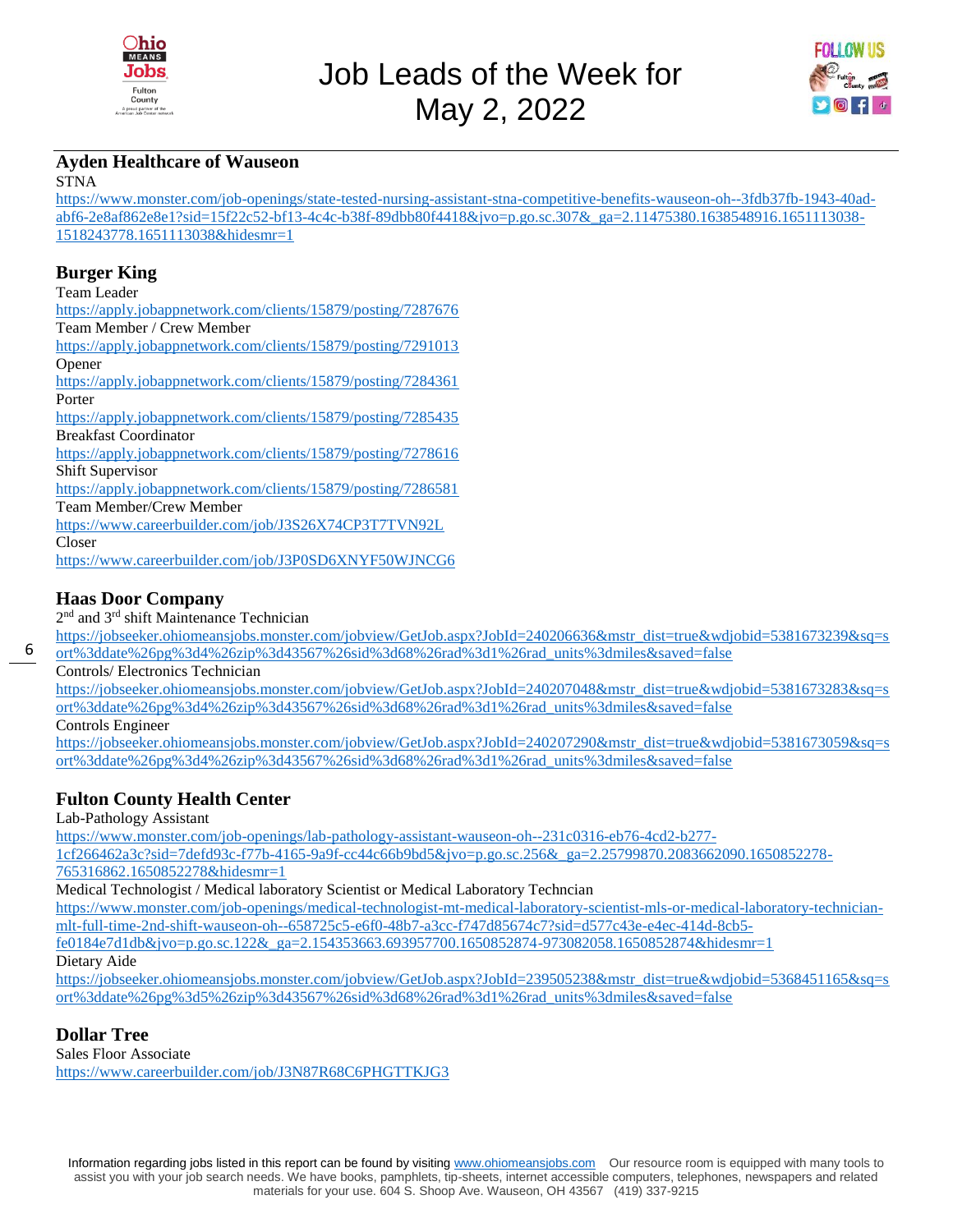# Job Leads of the Week for May 2, 2022

## Ayden Healthcare of Wauseon

STNA
https://www.monster.com/job-openings/state-tested-nursing-assistant-stna-competitive-benefits-wauseon-oh--3fdb37fb-1943-40ad-abf6-2e8af862e8e1?sid=15f22c52-bf13-4c4c-b38f-89dbb80f4418&jvo=p.go.sc.307&_ga=2.11475380.1638548916.1651113038-1518243778.1651113038&hidesmr=1

## Burger King

Team Leader
https://apply.jobappnetwork.com/clients/15879/posting/7287676
Team Member / Crew Member
https://apply.jobappnetwork.com/clients/15879/posting/7291013
Opener
https://apply.jobappnetwork.com/clients/15879/posting/7284361
Porter
https://apply.jobappnetwork.com/clients/15879/posting/7285435
Breakfast Coordinator
https://apply.jobappnetwork.com/clients/15879/posting/7278616
Shift Supervisor
https://apply.jobappnetwork.com/clients/15879/posting/7286581
Team Member/Crew Member
https://www.careerbuilder.com/job/J3S26X74CP3T7TVN92L
Closer
https://www.careerbuilder.com/job/J3P0SD6XNYF50WJNCG6

## Haas Door Company

2nd and 3rd shift Maintenance Technician
https://jobseeker.ohiomeansjobs.monster.com/jobview/GetJob.aspx?JobId=240206636&mstr_dist=true&wdjobid=5381673239&sq=sort%3ddate%26pg%3d4%26zip%3d43567%26sid%3d68%26rad%3d1%26rad_units%3dmiles&saved=false
Controls/ Electronics Technician
https://jobseeker.ohiomeansjobs.monster.com/jobview/GetJob.aspx?JobId=240207048&mstr_dist=true&wdjobid=5381673283&sq=sort%3ddate%26pg%3d4%26zip%3d43567%26sid%3d68%26rad%3d1%26rad_units%3dmiles&saved=false
Controls Engineer
https://jobseeker.ohiomeansjobs.monster.com/jobview/GetJob.aspx?JobId=240207290&mstr_dist=true&wdjobid=5381673059&sq=sort%3ddate%26pg%3d4%26zip%3d43567%26sid%3d68%26rad%3d1%26rad_units%3dmiles&saved=false

## Fulton County Health Center

Lab-Pathology Assistant
https://www.monster.com/job-openings/lab-pathology-assistant-wauseon-oh--231c0316-eb76-4cd2-b277-1cf266462a3c?sid=7defd93c-f77b-4165-9a9f-cc44c66b9bd5&jvo=p.go.sc.256&_ga=2.25799870.2083662090.1650852278-765316862.1650852278&hidesmr=1
Medical Technologist / Medical laboratory Scientist or Medical Laboratory Techncian
https://www.monster.com/job-openings/medical-technologist-mt-medical-laboratory-scientist-mls-or-medical-laboratory-technician-mlt-full-time-2nd-shift-wauseon-oh--658725c5-e6f0-48b7-a3cc-f747d85674c7?sid=d577c43e-e4ec-414d-8cb5-fe0184e7d1db&jvo=p.go.sc.122&_ga=2.154353663.693957700.1650852874-973082058.1650852874&hidesmr=1
Dietary Aide
https://jobseeker.ohiomeansjobs.monster.com/jobview/GetJob.aspx?JobId=239505238&mstr_dist=true&wdjobid=5368451165&sq=sort%3ddate%26pg%3d5%26zip%3d43567%26sid%3d68%26rad%3d1%26rad_units%3dmiles&saved=false

## Dollar Tree

Sales Floor Associate
https://www.careerbuilder.com/job/J3N87R68C6PHGTTKJG3

Information regarding jobs listed in this report can be found by visiting www.ohiomeansjobs.com Our resource room is equipped with many tools to assist you with your job search needs. We have books, pamphlets, tip-sheets, internet accessible computers, telephones, newspapers and related materials for your use. 604 S. Shoop Ave. Wauseon, OH 43567 (419) 337-9215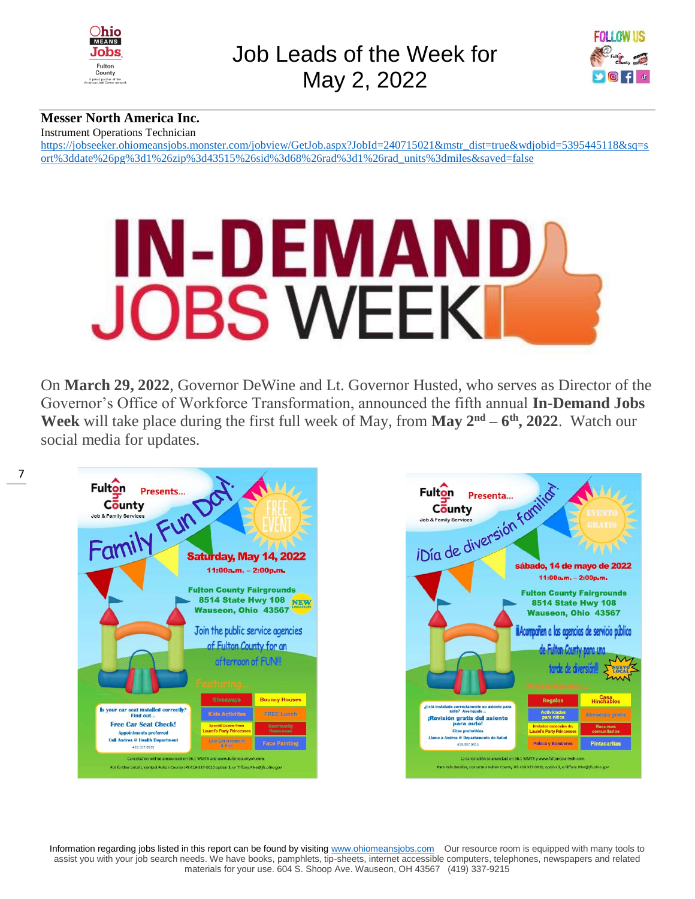# Job Leads of the Week for May 2, 2022

**Messer North America Inc.**
Instrument Operations Technician
https://jobseeker.ohiomeansjobs.monster.com/jobview/GetJob.aspx?JobId=240715021&mstr_dist=true&wdjobid=5395445118&sq=sort%3ddate%26pg%3d1%26zip%3d43515%26sid%3d68%26rad%3d1%26rad_units%3dmiles&saved=false

# IN-DEMAND JOBS WEEK

On **March 29, 2022**, Governor DeWine and Lt. Governor Husted, who serves as Director of the Governor's Office of Workforce Transformation, announced the fifth annual **In-Demand Jobs Week** will take place during the first full week of May, from **May 2nd – 6th, 2022**. Watch our social media for updates.

Fulton County Job & Family Services Presents... Family Fun Day!

FREE EVENT

**Saturday, May 14, 2022**
11:00a.m. – 2:00p.m.

**Fulton County Fairgrounds**
8514 State Hwy 108
Wauseon, Ohio 43567
NEW LOCATION

Join the public service agencies of Fulton County for an afternoon of FUN!!!

Featuring...
- Giveaways
- Bouncy Houses
- Kids Activities
- FREE Lunch
- Special Guests From Laurel's Party Princesses
- Community Resources
- Law Enforcement & Fire
- Face Painting

Is your car seat installed correctly? Find out...
Free Car Seat Check!
Appointments preferred
Call Andrea @ Health Department
419.337.0915

Cancellation will be announced on 96.1 WMTR and www.fultoncountyoh.com
For further details, contact Fulton County JFS 419-337-0010 option 3, or Tiffany.Pike@jfs.ohio.gov

Fulton County Job & Family Services Presenta... ¡Día de diversión familiar!

EVENTO GRATIS

**sábado, 14 de mayo de 2022**
11:00a.m. – 2:00p.m.

**Fulton County Fairgrounds**
8514 State Hwy 108
Wauseon, Ohio 43567
NUEVO LOCAL

¡¡Acompañen a las agencias de servicio público de Fulton County para una tarde de diversión!!

Presentando...
- Regalos
- Casa Hinchables
- Actividades para niños
- Almuerzo gratis
- Invitados especiales de: Laurel's Party Princesses
- Recursos comunitarios
- Policía y Bomberos
- Pintacaritas

¿Está instalada correctamente su asiento para auto? Averígüelo...
¡Revisión gratis del asiento para auto!
Citas preferibles
Llame a Andrea @ Departamento de Salud
419.337.0915

La cancelación se anunciará en 96.1 WMTR y www.fultoncountyoh.com
Para más detalles, contacte a Fulton County JFS 419.337.0010, opción 3, o Tiffany.Pike@jfs.ohio.gov

Information regarding jobs listed in this report can be found by visiting www.ohiomeansjobs.com Our resource room is equipped with many tools to assist you with your job search needs. We have books, pamphlets, tip-sheets, internet accessible computers, telephones, newspapers and related materials for your use. 604 S. Shoop Ave. Wauseon, OH 43567 (419) 337-9215